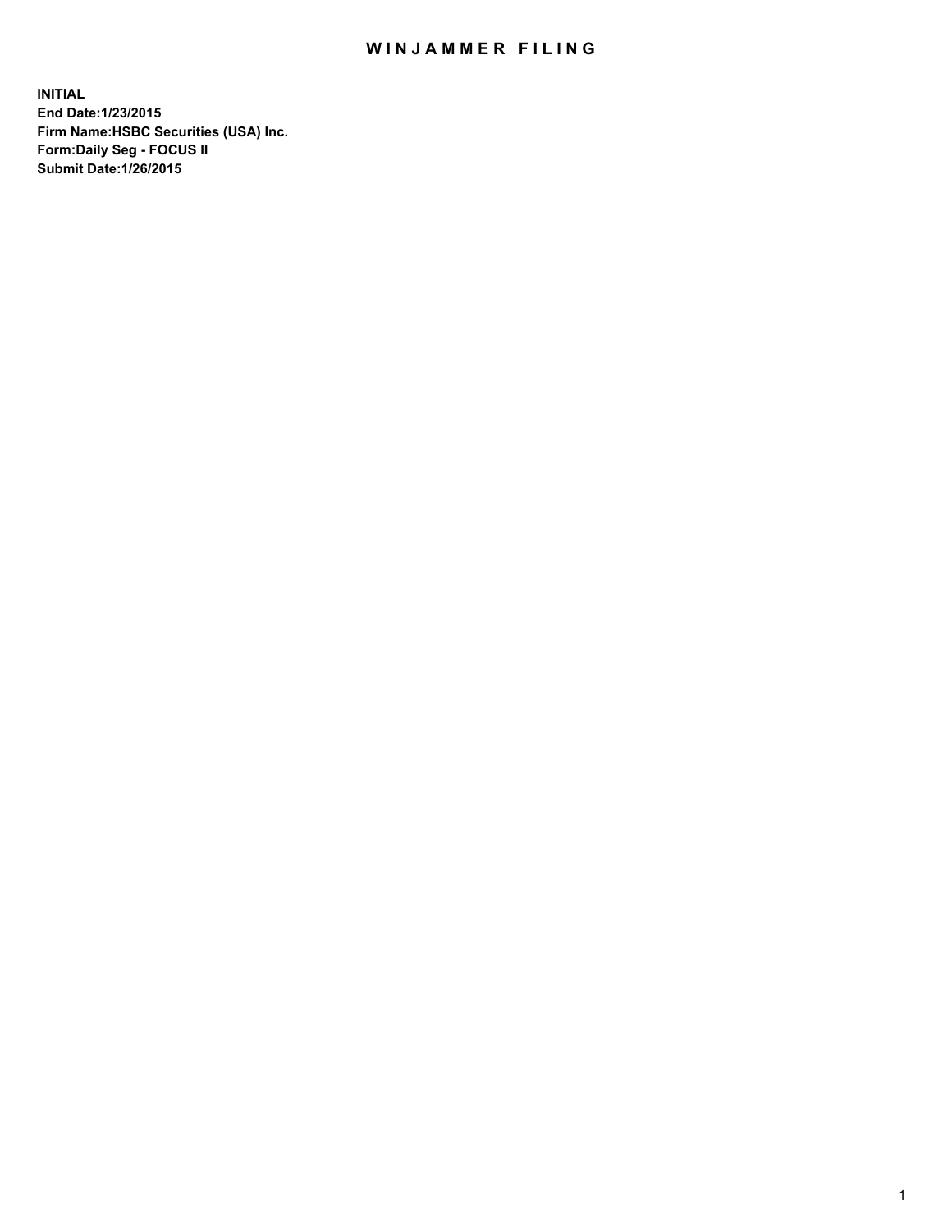# WINJAMMER FILING

**INITIAL**
**End Date:1/23/2015**
**Firm Name:HSBC Securities (USA) Inc.**
**Form:Daily Seg - FOCUS II**
**Submit Date:1/26/2015**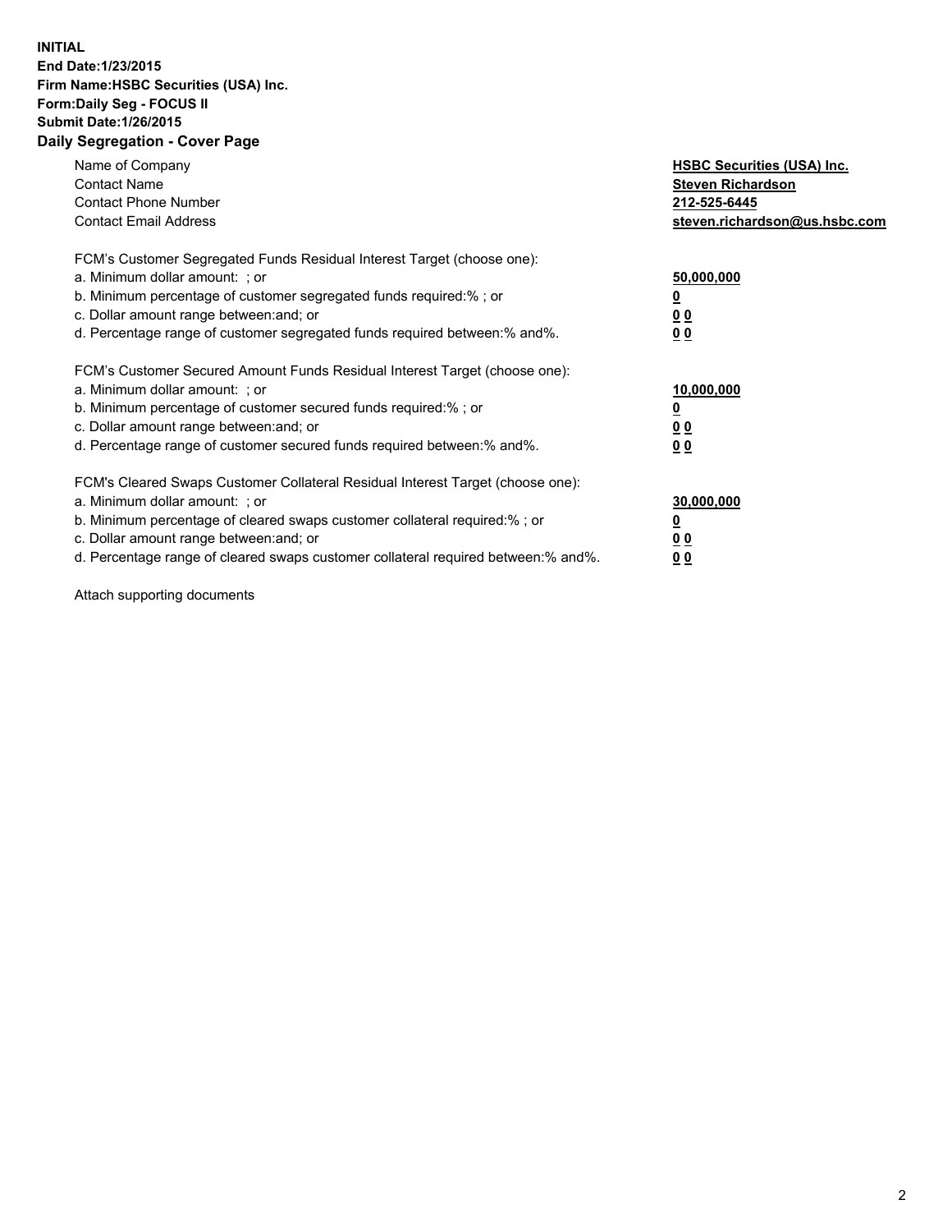**INITIAL**
**End Date:1/23/2015**
**Firm Name:HSBC Securities (USA) Inc.**
**Form:Daily Seg - FOCUS II**
**Submit Date:1/26/2015**

## Daily Segregation - Cover Page

| | |
|---|---|
| Name of Company | **HSBC Securities (USA) Inc.** |
| Contact Name | **Steven Richardson** |
| Contact Phone Number | **212-525-6445** |
| Contact Email Address | **steven.richardson@us.hsbc.com** |

| | |
|---|---|
| FCM's Customer Segregated Funds Residual Interest Target (choose one): | |
| a. Minimum dollar amount: ; or | **50,000,000** |
| b. Minimum percentage of customer segregated funds required:% ; or | **0** |
| c. Dollar amount range between:and; or | **0 0** |
| d. Percentage range of customer segregated funds required between:% and%. | **0 0** |

| | |
|---|---|
| FCM's Customer Secured Amount Funds Residual Interest Target (choose one): | |
| a. Minimum dollar amount: ; or | **10,000,000** |
| b. Minimum percentage of customer secured funds required:% ; or | **0** |
| c. Dollar amount range between:and; or | **0 0** |
| d. Percentage range of customer secured funds required between:% and%. | **0 0** |

| | |
|---|---|
| FCM's Cleared Swaps Customer Collateral Residual Interest Target (choose one): | |
| a. Minimum dollar amount: ; or | **30,000,000** |
| b. Minimum percentage of cleared swaps customer collateral required:% ; or | **0** |
| c. Dollar amount range between:and; or | **0 0** |
| d. Percentage range of cleared swaps customer collateral required between:% and%. | **0 0** |

Attach supporting documents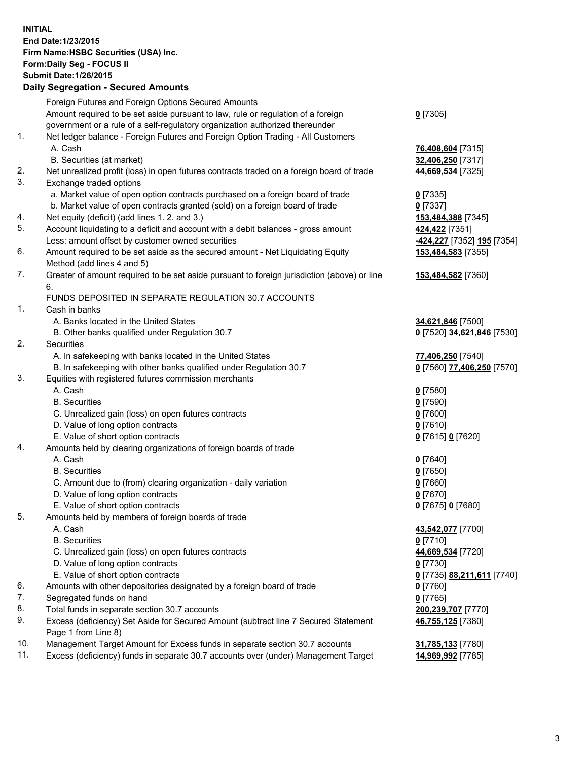**INITIAL**
**End Date:1/23/2015**
**Firm Name:HSBC Securities (USA) Inc.**
**Form:Daily Seg - FOCUS II**
**Submit Date:1/26/2015**

## Daily Segregation - Secured Amounts

| | | |
|---|---|---|
| | Foreign Futures and Foreign Options Secured Amounts | |
| | Amount required to be set aside pursuant to law, rule or regulation of a foreign government or a rule of a self-regulatory organization authorized thereunder | **0** [7305] |
| 1. | Net ledger balance - Foreign Futures and Foreign Option Trading - All Customers | |
| | A. Cash | **76,408,604** [7315] |
| | B. Securities (at market) | **32,406,250** [7317] |
| 2. | Net unrealized profit (loss) in open futures contracts traded on a foreign board of trade | **44,669,534** [7325] |
| 3. | Exchange traded options | |
| | a. Market value of open option contracts purchased on a foreign board of trade | **0** [7335] |
| | b. Market value of open contracts granted (sold) on a foreign board of trade | **0** [7337] |
| 4. | Net equity (deficit) (add lines 1. 2. and 3.) | **153,484,388** [7345] |
| 5. | Account liquidating to a deficit and account with a debit balances - gross amount | **424,422** [7351] |
| | Less: amount offset by customer owned securities | **-424,227** [7352] **195** [7354] |
| 6. | Amount required to be set aside as the secured amount - Net Liquidating Equity Method (add lines 4 and 5) | **153,484,583** [7355] |
| 7. | Greater of amount required to be set aside pursuant to foreign jurisdiction (above) or line 6. | **153,484,582** [7360] |
| | FUNDS DEPOSITED IN SEPARATE REGULATION 30.7 ACCOUNTS | |
| 1. | Cash in banks | |
| | A. Banks located in the United States | **34,621,846** [7500] |
| | B. Other banks qualified under Regulation 30.7 | **0** [7520] **34,621,846** [7530] |
| 2. | Securities | |
| | A. In safekeeping with banks located in the United States | **77,406,250** [7540] |
| | B. In safekeeping with other banks qualified under Regulation 30.7 | **0** [7560] **77,406,250** [7570] |
| 3. | Equities with registered futures commission merchants | |
| | A. Cash | **0** [7580] |
| | B. Securities | **0** [7590] |
| | C. Unrealized gain (loss) on open futures contracts | **0** [7600] |
| | D. Value of long option contracts | **0** [7610] |
| | E. Value of short option contracts | **0** [7615] **0** [7620] |
| 4. | Amounts held by clearing organizations of foreign boards of trade | |
| | A. Cash | **0** [7640] |
| | B. Securities | **0** [7650] |
| | C. Amount due to (from) clearing organization - daily variation | **0** [7660] |
| | D. Value of long option contracts | **0** [7670] |
| | E. Value of short option contracts | **0** [7675] **0** [7680] |
| 5. | Amounts held by members of foreign boards of trade | |
| | A. Cash | **43,542,077** [7700] |
| | B. Securities | **0** [7710] |
| | C. Unrealized gain (loss) on open futures contracts | **44,669,534** [7720] |
| | D. Value of long option contracts | **0** [7730] |
| | E. Value of short option contracts | **0** [7735] **88,211,611** [7740] |
| 6. | Amounts with other depositories designated by a foreign board of trade | **0** [7760] |
| 7. | Segregated funds on hand | **0** [7765] |
| 8. | Total funds in separate section 30.7 accounts | **200,239,707** [7770] |
| 9. | Excess (deficiency) Set Aside for Secured Amount (subtract line 7 Secured Statement Page 1 from Line 8) | **46,755,125** [7380] |
| 10. | Management Target Amount for Excess funds in separate section 30.7 accounts | **31,785,133** [7780] |
| 11. | Excess (deficiency) funds in separate 30.7 accounts over (under) Management Target | **14,969,992** [7785] |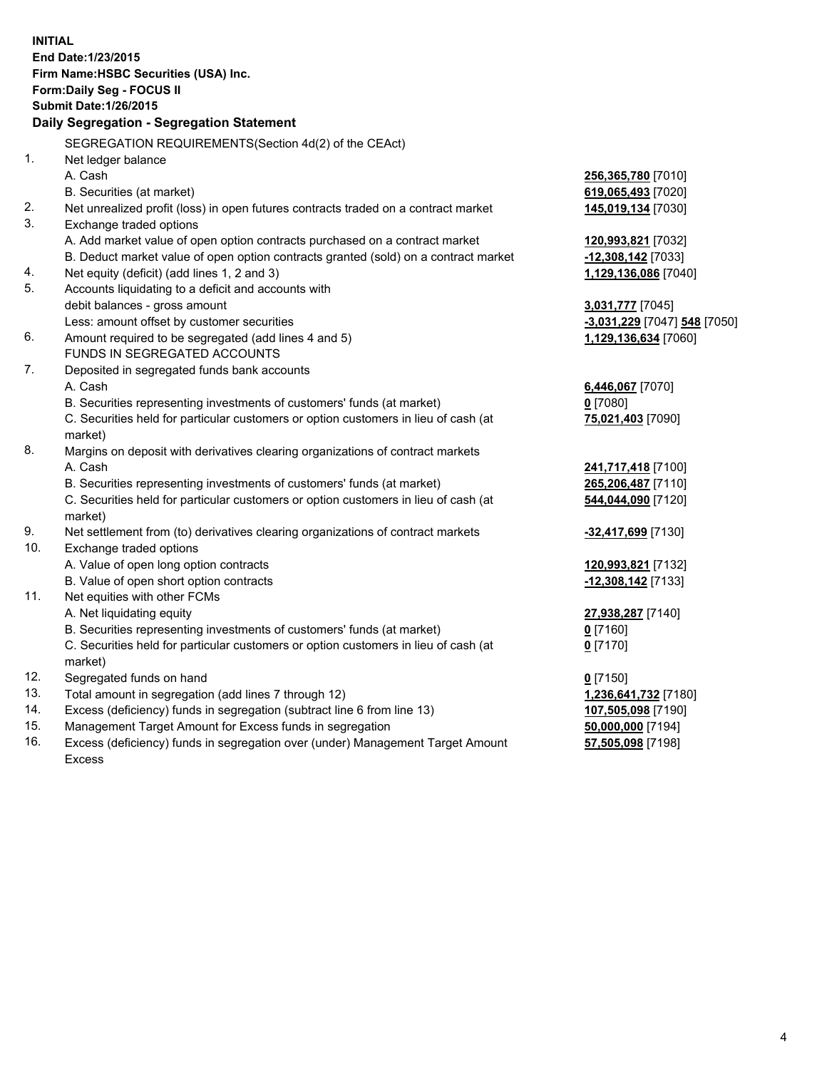**INITIAL**
**End Date:1/23/2015**
**Firm Name:HSBC Securities (USA) Inc.**
**Form:Daily Seg - FOCUS II**
**Submit Date:1/26/2015**

## Daily Segregation - Segregation Statement

| | | |
|---|---|---|
| | SEGREGATION REQUIREMENTS(Section 4d(2) of the CEAct) | |
| 1. | Net ledger balance | |
| | A. Cash | **256,365,780** [7010] |
| | B. Securities (at market) | **619,065,493** [7020] |
| 2. | Net unrealized profit (loss) in open futures contracts traded on a contract market | **145,019,134** [7030] |
| 3. | Exchange traded options | |
| | A. Add market value of open option contracts purchased on a contract market | **120,993,821** [7032] |
| | B. Deduct market value of open option contracts granted (sold) on a contract market | **-12,308,142** [7033] |
| 4. | Net equity (deficit) (add lines 1, 2 and 3) | **1,129,136,086** [7040] |
| 5. | Accounts liquidating to a deficit and accounts with debit balances - gross amount | **3,031,777** [7045] |
| | Less: amount offset by customer securities | **-3,031,229** [7047] **548** [7050] |
| 6. | Amount required to be segregated (add lines 4 and 5) | **1,129,136,634** [7060] |
| | FUNDS IN SEGREGATED ACCOUNTS | |
| 7. | Deposited in segregated funds bank accounts | |
| | A. Cash | **6,446,067** [7070] |
| | B. Securities representing investments of customers' funds (at market) | **0** [7080] |
| | C. Securities held for particular customers or option customers in lieu of cash (at market) | **75,021,403** [7090] |
| 8. | Margins on deposit with derivatives clearing organizations of contract markets | |
| | A. Cash | **241,717,418** [7100] |
| | B. Securities representing investments of customers' funds (at market) | **265,206,487** [7110] |
| | C. Securities held for particular customers or option customers in lieu of cash (at market) | **544,044,090** [7120] |
| 9. | Net settlement from (to) derivatives clearing organizations of contract markets | **-32,417,699** [7130] |
| 10. | Exchange traded options | |
| | A. Value of open long option contracts | **120,993,821** [7132] |
| | B. Value of open short option contracts | **-12,308,142** [7133] |
| 11. | Net equities with other FCMs | |
| | A. Net liquidating equity | **27,938,287** [7140] |
| | B. Securities representing investments of customers' funds (at market) | **0** [7160] |
| | C. Securities held for particular customers or option customers in lieu of cash (at market) | **0** [7170] |
| 12. | Segregated funds on hand | **0** [7150] |
| 13. | Total amount in segregation (add lines 7 through 12) | **1,236,641,732** [7180] |
| 14. | Excess (deficiency) funds in segregation (subtract line 6 from line 13) | **107,505,098** [7190] |
| 15. | Management Target Amount for Excess funds in segregation | **50,000,000** [7194] |
| 16. | Excess (deficiency) funds in segregation over (under) Management Target Amount Excess | **57,505,098** [7198] |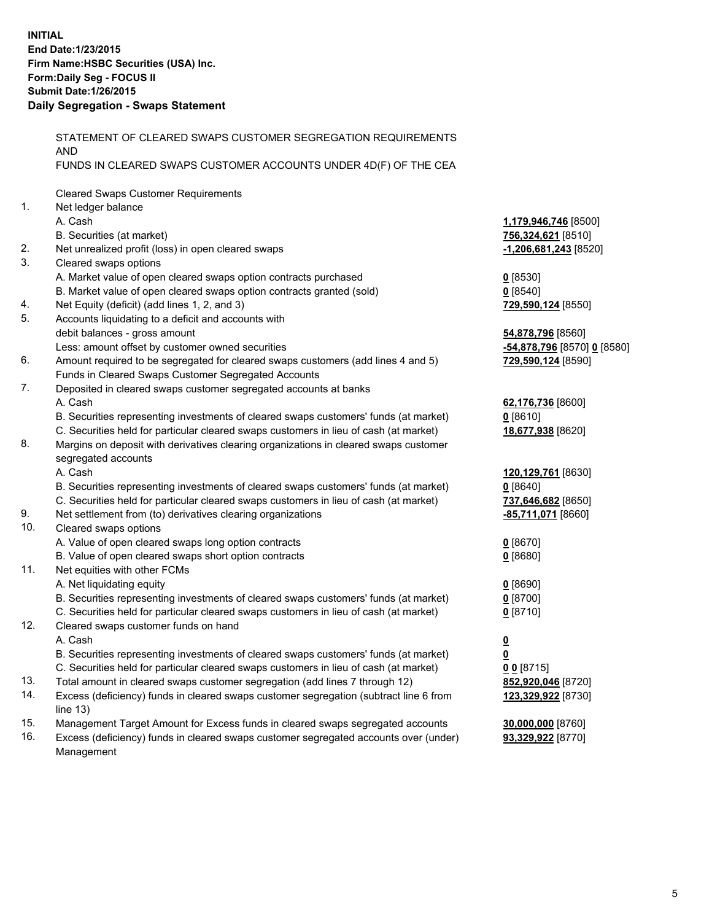**INITIAL**
**End Date:1/23/2015**
**Firm Name:HSBC Securities (USA) Inc.**
**Form:Daily Seg - FOCUS II**
**Submit Date:1/26/2015**
**Daily Segregation - Swaps Statement**

STATEMENT OF CLEARED SWAPS CUSTOMER SEGREGATION REQUIREMENTS AND FUNDS IN CLEARED SWAPS CUSTOMER ACCOUNTS UNDER 4D(F) OF THE CEA

| | | |
|---|---|---|
| | Cleared Swaps Customer Requirements | |
| 1. | Net ledger balance | |
| | A. Cash | **1,179,946,746** [8500] |
| | B. Securities (at market) | **756,324,621** [8510] |
| 2. | Net unrealized profit (loss) in open cleared swaps | **-1,206,681,243** [8520] |
| 3. | Cleared swaps options | |
| | A. Market value of open cleared swaps option contracts purchased | **0** [8530] |
| | B. Market value of open cleared swaps option contracts granted (sold) | **0** [8540] |
| 4. | Net Equity (deficit) (add lines 1, 2, and 3) | **729,590,124** [8550] |
| 5. | Accounts liquidating to a deficit and accounts with debit balances - gross amount | **54,878,796** [8560] |
| | Less: amount offset by customer owned securities | **-54,878,796** [8570] **0** [8580] |
| 6. | Amount required to be segregated for cleared swaps customers (add lines 4 and 5) | **729,590,124** [8590] |
| | Funds in Cleared Swaps Customer Segregated Accounts | |
| 7. | Deposited in cleared swaps customer segregated accounts at banks | |
| | A. Cash | **62,176,736** [8600] |
| | B. Securities representing investments of cleared swaps customers' funds (at market) | **0** [8610] |
| | C. Securities held for particular cleared swaps customers in lieu of cash (at market) | **18,677,938** [8620] |
| 8. | Margins on deposit with derivatives clearing organizations in cleared swaps customer segregated accounts | |
| | A. Cash | **120,129,761** [8630] |
| | B. Securities representing investments of cleared swaps customers' funds (at market) | **0** [8640] |
| | C. Securities held for particular cleared swaps customers in lieu of cash (at market) | **737,646,682** [8650] |
| 9. | Net settlement from (to) derivatives clearing organizations | **-85,711,071** [8660] |
| 10. | Cleared swaps options | |
| | A. Value of open cleared swaps long option contracts | **0** [8670] |
| | B. Value of open cleared swaps short option contracts | **0** [8680] |
| 11. | Net equities with other FCMs | |
| | A. Net liquidating equity | **0** [8690] |
| | B. Securities representing investments of cleared swaps customers' funds (at market) | **0** [8700] |
| | C. Securities held for particular cleared swaps customers in lieu of cash (at market) | **0** [8710] |
| 12. | Cleared swaps customer funds on hand | |
| | A. Cash | **0** |
| | B. Securities representing investments of cleared swaps customers' funds (at market) | **0** |
| | C. Securities held for particular cleared swaps customers in lieu of cash (at market) | **0** **0** [8715] |
| 13. | Total amount in cleared swaps customer segregation (add lines 7 through 12) | **852,920,046** [8720] |
| 14. | Excess (deficiency) funds in cleared swaps customer segregation (subtract line 6 from line 13) | **123,329,922** [8730] |
| 15. | Management Target Amount for Excess funds in cleared swaps segregated accounts | **30,000,000** [8760] |
| 16. | Excess (deficiency) funds in cleared swaps customer segregated accounts over (under) Management | **93,329,922** [8770] |